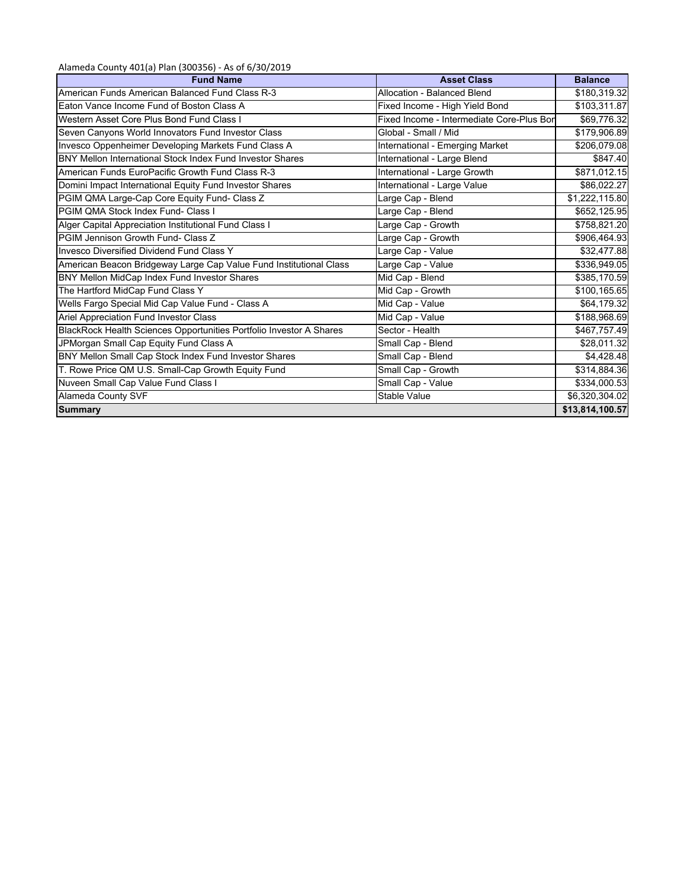Alameda County 401(a) Plan (300356) - As of 6/30/2019

| Fund Name | Asset Class | Balance |
|---|---|---|
| American Funds American Balanced Fund Class R-3 | Allocation - Balanced Blend | $180,319.32 |
| Eaton Vance Income Fund of Boston Class A | Fixed Income - High Yield Bond | $103,311.87 |
| Western Asset Core Plus Bond Fund Class I | Fixed Income - Intermediate Core-Plus Bor | $69,776.32 |
| Seven Canyons World Innovators Fund Investor Class | Global - Small / Mid | $179,906.89 |
| Invesco Oppenheimer Developing Markets Fund Class A | International - Emerging Market | $206,079.08 |
| BNY Mellon International Stock Index Fund Investor Shares | International - Large Blend | $847.40 |
| American Funds EuroPacific Growth Fund Class R-3 | International - Large Growth | $871,012.15 |
| Domini Impact International Equity Fund Investor Shares | International - Large Value | $86,022.27 |
| PGIM QMA Large-Cap Core Equity Fund- Class Z | Large Cap - Blend | $1,222,115.80 |
| PGIM QMA Stock Index Fund- Class I | Large Cap - Blend | $652,125.95 |
| Alger Capital Appreciation Institutional Fund Class I | Large Cap - Growth | $758,821.20 |
| PGIM Jennison Growth Fund- Class Z | Large Cap - Growth | $906,464.93 |
| Invesco Diversified Dividend Fund Class Y | Large Cap - Value | $32,477.88 |
| American Beacon Bridgeway Large Cap Value Fund Institutional Class | Large Cap - Value | $336,949.05 |
| BNY Mellon MidCap Index Fund Investor Shares | Mid Cap - Blend | $385,170.59 |
| The Hartford MidCap Fund Class Y | Mid Cap - Growth | $100,165.65 |
| Wells Fargo Special Mid Cap Value Fund - Class A | Mid Cap - Value | $64,179.32 |
| Ariel Appreciation Fund Investor Class | Mid Cap - Value | $188,968.69 |
| BlackRock Health Sciences Opportunities Portfolio Investor A Shares | Sector - Health | $467,757.49 |
| JPMorgan Small Cap Equity Fund Class A | Small Cap - Blend | $28,011.32 |
| BNY Mellon Small Cap Stock Index Fund Investor Shares | Small Cap - Blend | $4,428.48 |
| T. Rowe Price QM U.S. Small-Cap Growth Equity Fund | Small Cap - Growth | $314,884.36 |
| Nuveen Small Cap Value Fund Class I | Small Cap - Value | $334,000.53 |
| Alameda County SVF | Stable Value | $6,320,304.02 |
| **Summary** | | **$13,814,100.57** |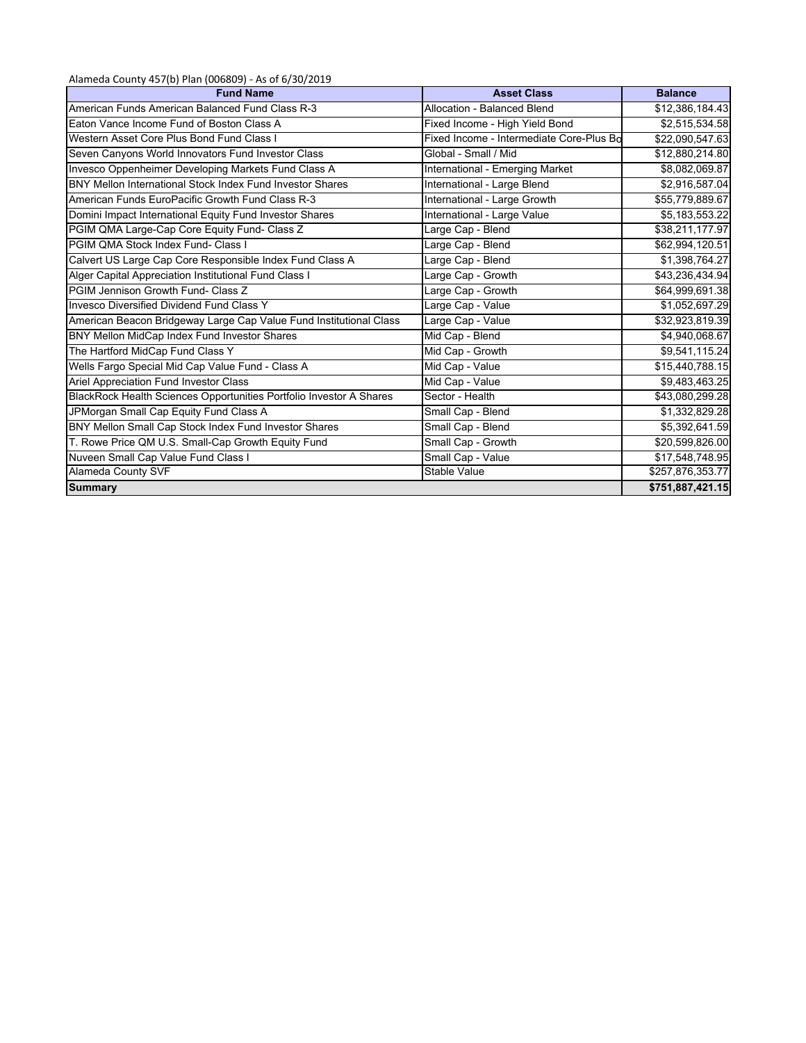Alameda County 457(b) Plan (006809) - As of 6/30/2019

| Fund Name | Asset Class | Balance |
|---|---|---|
| American Funds American Balanced Fund Class R-3 | Allocation - Balanced Blend | $12,386,184.43 |
| Eaton Vance Income Fund of Boston Class A | Fixed Income - High Yield Bond | $2,515,534.58 |
| Western Asset Core Plus Bond Fund Class I | Fixed Income - Intermediate Core-Plus Bo | $22,090,547.63 |
| Seven Canyons World Innovators Fund Investor Class | Global - Small / Mid | $12,880,214.80 |
| Invesco Oppenheimer Developing Markets Fund Class A | International - Emerging Market | $8,082,069.87 |
| BNY Mellon International Stock Index Fund Investor Shares | International - Large Blend | $2,916,587.04 |
| American Funds EuroPacific Growth Fund Class R-3 | International - Large Growth | $55,779,889.67 |
| Domini Impact International Equity Fund Investor Shares | International - Large Value | $5,183,553.22 |
| PGIM QMA Large-Cap Core Equity Fund- Class Z | Large Cap - Blend | $38,211,177.97 |
| PGIM QMA Stock Index Fund- Class I | Large Cap - Blend | $62,994,120.51 |
| Calvert US Large Cap Core Responsible Index Fund Class A | Large Cap - Blend | $1,398,764.27 |
| Alger Capital Appreciation Institutional Fund Class I | Large Cap - Growth | $43,236,434.94 |
| PGIM Jennison Growth Fund- Class Z | Large Cap - Growth | $64,999,691.38 |
| Invesco Diversified Dividend Fund Class Y | Large Cap - Value | $1,052,697.29 |
| American Beacon Bridgeway Large Cap Value Fund Institutional Class | Large Cap - Value | $32,923,819.39 |
| BNY Mellon MidCap Index Fund Investor Shares | Mid Cap - Blend | $4,940,068.67 |
| The Hartford MidCap Fund Class Y | Mid Cap - Growth | $9,541,115.24 |
| Wells Fargo Special Mid Cap Value Fund - Class A | Mid Cap - Value | $15,440,788.15 |
| Ariel Appreciation Fund Investor Class | Mid Cap - Value | $9,483,463.25 |
| BlackRock Health Sciences Opportunities Portfolio Investor A Shares | Sector - Health | $43,080,299.28 |
| JPMorgan Small Cap Equity Fund Class A | Small Cap - Blend | $1,332,829.28 |
| BNY Mellon Small Cap Stock Index Fund Investor Shares | Small Cap - Blend | $5,392,641.59 |
| T. Rowe Price QM U.S. Small-Cap Growth Equity Fund | Small Cap - Growth | $20,599,826.00 |
| Nuveen Small Cap Value Fund Class I | Small Cap - Value | $17,548,748.95 |
| Alameda County SVF | Stable Value | $257,876,353.77 |
| **Summary** | | **$751,887,421.15** |